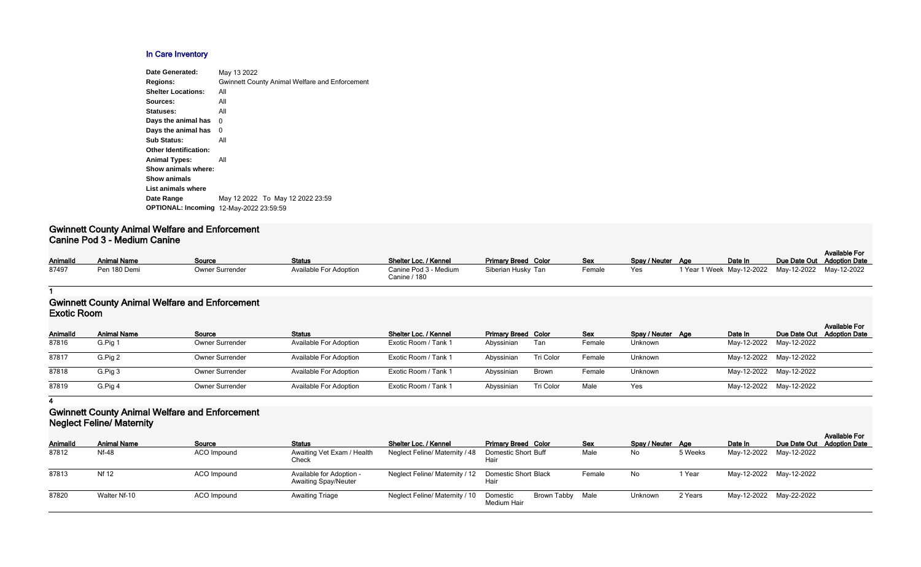## In Care Inventory

**Date Generated:** May 13 2022
**Regions:** Gwinnett County Animal Welfare and Enforcement
**Shelter Locations:** All
**Sources:** All
**Statuses:** All
**Days the animal has** 0
**Days the animal has** 0
**Sub Status:** All
**Other Identification:**
**Animal Types:** All
**Show animals where:**
**Show animals**
**List animals where**
**Date Range** May 12 2022 To May 12 2022 23:59
**OPTIONAL: Incoming** 12-May-2022 23:59:59

### Gwinnett County Animal Welfare and Enforcement
### Canine Pod 3 - Medium Canine

| AnimalId | Animal Name | Source | Status | Shelter Loc. / Kennel | Primary Breed | Color | Sex | Spay / Neuter | Age | Date In | Due Date Out | Available For Adoption Date |
|---|---|---|---|---|---|---|---|---|---|---|---|---|
| 87497 | Pen 180 Demi | Owner Surrender | Available For Adoption | Canine Pod 3 - Medium Canine / 180 | Siberian Husky | Tan | Female | Yes | 1 Year 1 Week | May-12-2022 | May-12-2022 | May-12-2022 |

1

### Gwinnett County Animal Welfare and Enforcement
### Exotic Room

| AnimalId | Animal Name | Source | Status | Shelter Loc. / Kennel | Primary Breed | Color | Sex | Spay / Neuter | Age | Date In | Due Date Out | Available For Adoption Date |
|---|---|---|---|---|---|---|---|---|---|---|---|---|
| 87816 | G.Pig 1 | Owner Surrender | Available For Adoption | Exotic Room / Tank 1 | Abyssinian | Tan | Female | Unknown | | May-12-2022 | May-12-2022 | |
| 87817 | G.Pig 2 | Owner Surrender | Available For Adoption | Exotic Room / Tank 1 | Abyssinian | Tri Color | Female | Unknown | | May-12-2022 | May-12-2022 | |
| 87818 | G.Pig 3 | Owner Surrender | Available For Adoption | Exotic Room / Tank 1 | Abyssinian | Brown | Female | Unknown | | May-12-2022 | May-12-2022 | |
| 87819 | G.Pig 4 | Owner Surrender | Available For Adoption | Exotic Room / Tank 1 | Abyssinian | Tri Color | Male | Yes | | May-12-2022 | May-12-2022 | |

4

### Gwinnett County Animal Welfare and Enforcement
### Neglect Feline/ Maternity

| AnimalId | Animal Name | Source | Status | Shelter Loc. / Kennel | Primary Breed | Color | Sex | Spay / Neuter | Age | Date In | Due Date Out | Available For Adoption Date |
|---|---|---|---|---|---|---|---|---|---|---|---|---|
| 87812 | Nf-48 | ACO Impound | Awaiting Vet Exam / Health Check | Neglect Feline/ Maternity / 48 | Domestic Short Hair | Buff | Male | No | 5 Weeks | May-12-2022 | May-12-2022 | |
| 87813 | Nf 12 | ACO Impound | Available for Adoption - Awaiting Spay/Neuter | Neglect Feline/ Maternity / 12 | Domestic Short Hair | Black | Female | No | 1 Year | May-12-2022 | May-12-2022 | |
| 87820 | Walter Nf-10 | ACO Impound | Awaiting Triage | Neglect Feline/ Maternity / 10 | Domestic Medium Hair | Brown Tabby | Male | Unknown | 2 Years | May-12-2022 | May-22-2022 | |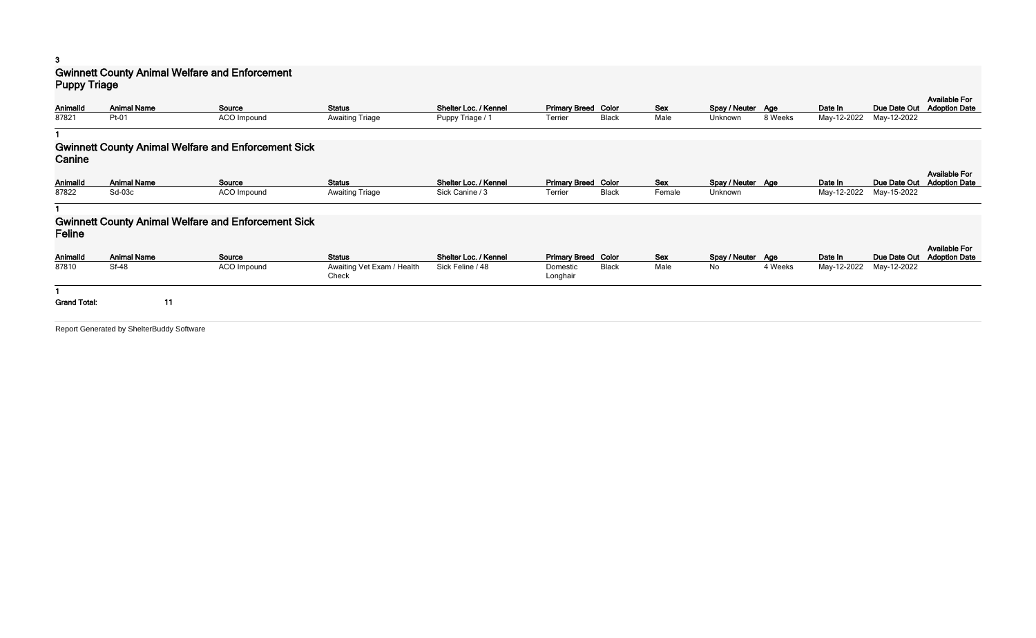3

## Gwinnett County Animal Welfare and Enforcement Puppy Triage

| AnimalId | Animal Name | Source | Status | Shelter Loc. / Kennel | Primary Breed | Color | Sex | Spay / Neuter | Age | Date In | Due Date Out | Available For Adoption Date |
|---|---|---|---|---|---|---|---|---|---|---|---|---|
| 87821 | Pt-01 | ACO Impound | Awaiting Triage | Puppy Triage / 1 | Terrier | Black | Male | Unknown | 8 Weeks | May-12-2022 | May-12-2022 | |

1

## Gwinnett County Animal Welfare and Enforcement Sick Canine

| AnimalId | Animal Name | Source | Status | Shelter Loc. / Kennel | Primary Breed | Color | Sex | Spay / Neuter | Age | Date In | Due Date Out | Available For Adoption Date |
|---|---|---|---|---|---|---|---|---|---|---|---|---|
| 87822 | Sd-03c | ACO Impound | Awaiting Triage | Sick Canine / 3 | Terrier | Black | Female | Unknown | | May-12-2022 | May-15-2022 | |

1

## Gwinnett County Animal Welfare and Enforcement Sick Feline

| AnimalId | Animal Name | Source | Status | Shelter Loc. / Kennel | Primary Breed | Color | Sex | Spay / Neuter | Age | Date In | Due Date Out | Available For Adoption Date |
|---|---|---|---|---|---|---|---|---|---|---|---|---|
| 87810 | Sf-48 | ACO Impound | Awaiting Vet Exam / Health Check | Sick Feline / 48 | Domestic Longhair | Black | Male | No | 4 Weeks | May-12-2022 | May-12-2022 | |

1

**Grand Total:** 11

Report Generated by ShelterBuddy Software